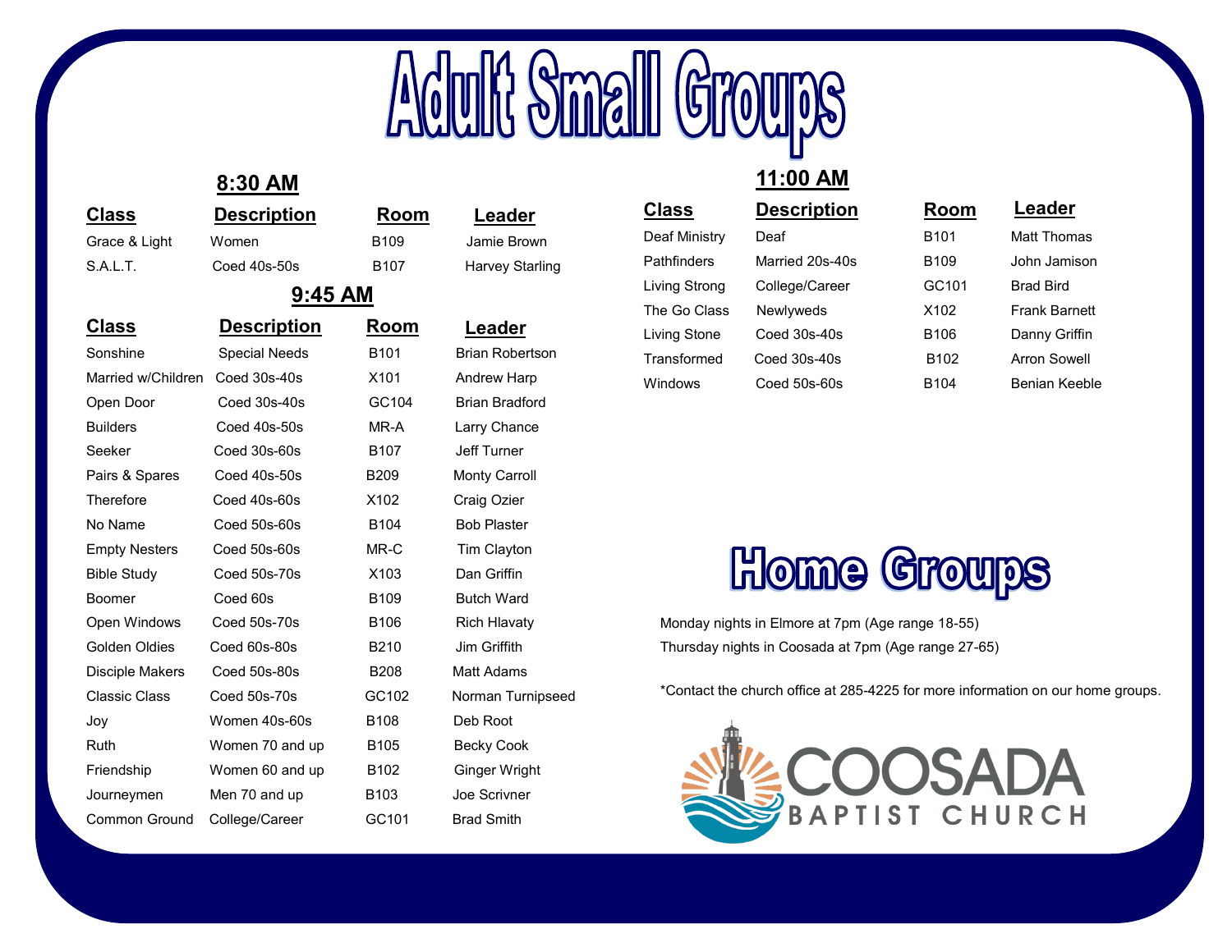# Adult Small Groups

## 8:30 AM

| Class | Description | Room | Leader |
|---|---|---|---|
| Grace & Light | Women | B109 | Jamie Brown |
| S.A.L.T. | Coed 40s-50s | B107 | Harvey Starling |

## 9:45 AM

| Class | Description | Room | Leader |
|---|---|---|---|
| Sonshine | Special Needs | B101 | Brian Robertson |
| Married w/Children | Coed 30s-40s | X101 | Andrew Harp |
| Open Door | Coed 30s-40s | GC104 | Brian Bradford |
| Builders | Coed 40s-50s | MR-A | Larry Chance |
| Seeker | Coed 30s-60s | B107 | Jeff Turner |
| Pairs & Spares | Coed 40s-50s | B209 | Monty Carroll |
| Therefore | Coed 40s-60s | X102 | Craig Ozier |
| No Name | Coed 50s-60s | B104 | Bob Plaster |
| Empty Nesters | Coed 50s-60s | MR-C | Tim Clayton |
| Bible Study | Coed 50s-70s | X103 | Dan Griffin |
| Boomer | Coed 60s | B109 | Butch Ward |
| Open Windows | Coed 50s-70s | B106 | Rich Hlavaty |
| Golden Oldies | Coed 60s-80s | B210 | Jim Griffith |
| Disciple Makers | Coed 50s-80s | B208 | Matt Adams |
| Classic Class | Coed 50s-70s | GC102 | Norman Turnipseed |
| Joy | Women 40s-60s | B108 | Deb Root |
| Ruth | Women 70 and up | B105 | Becky Cook |
| Friendship | Women 60 and up | B102 | Ginger Wright |
| Journeymen | Men 70 and up | B103 | Joe Scrivner |
| Common Ground | College/Career | GC101 | Brad Smith |

## 11:00 AM

| Class | Description | Room | Leader |
|---|---|---|---|
| Deaf Ministry | Deaf | B101 | Matt Thomas |
| Pathfinders | Married 20s-40s | B109 | John Jamison |
| Living Strong | College/Career | GC101 | Brad Bird |
| The Go Class | Newlyweds | X102 | Frank Barnett |
| Living Stone | Coed 30s-40s | B106 | Danny Griffin |
| Transformed | Coed 30s-40s | B102 | Arron Sowell |
| Windows | Coed 50s-60s | B104 | Benian Keeble |

# Home Groups

Monday nights in Elmore at 7pm (Age range 18-55)

Thursday nights in Coosada at 7pm (Age range 27-65)

*Contact the church office at 285-4225 for more information on our home groups.

COOSADA BAPTIST CHURCH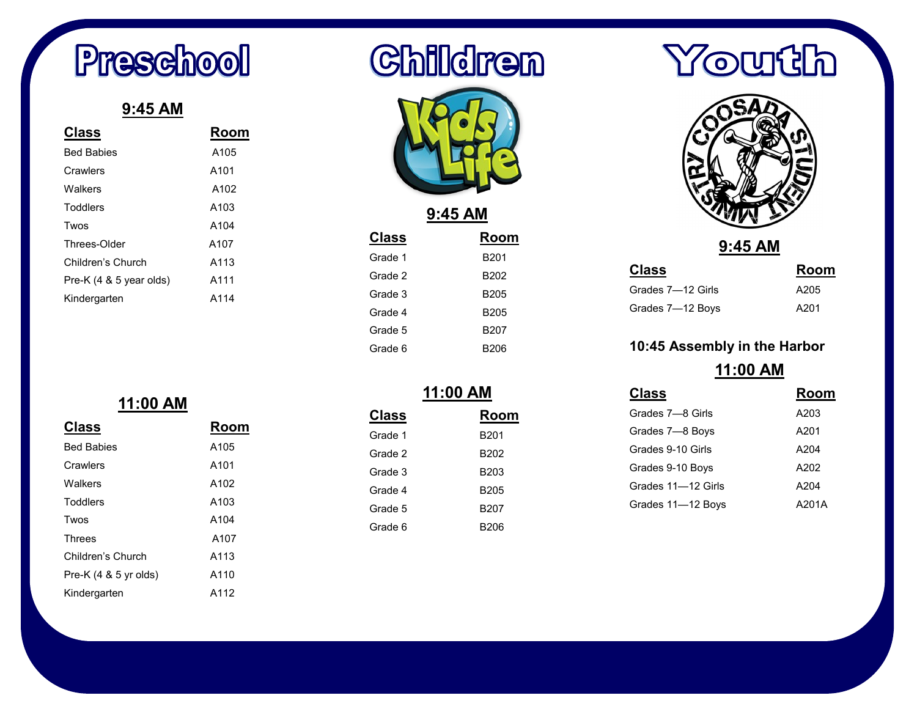# Preschool

### 9:45 AM

| Class | Room |
|---|---|
| Bed Babies | A105 |
| Crawlers | A101 |
| Walkers | A102 |
| Toddlers | A103 |
| Twos | A104 |
| Threes-Older | A107 |
| Children's Church | A113 |
| Pre-K (4 & 5 year olds) | A111 |
| Kindergarten | A114 |

### 11:00 AM

| Class | Room |
|---|---|
| Bed Babies | A105 |
| Crawlers | A101 |
| Walkers | A102 |
| Toddlers | A103 |
| Twos | A104 |
| Threes | A107 |
| Children's Church | A113 |
| Pre-K (4 & 5 yr olds) | A110 |
| Kindergarten | A112 |

# Children

### 9:45 AM

| Class | Room |
|---|---|
| Grade 1 | B201 |
| Grade 2 | B202 |
| Grade 3 | B205 |
| Grade 4 | B205 |
| Grade 5 | B207 |
| Grade 6 | B206 |

### 11:00 AM

| Class | Room |
|---|---|
| Grade 1 | B201 |
| Grade 2 | B202 |
| Grade 3 | B203 |
| Grade 4 | B205 |
| Grade 5 | B207 |
| Grade 6 | B206 |

# Youth

### 9:45 AM

| Class | Room |
|---|---|
| Grades 7—12 Girls | A205 |
| Grades 7—12 Boys | A201 |

**10:45 Assembly in the Harbor**

### 11:00 AM

| Class | Room |
|---|---|
| Grades 7—8 Girls | A203 |
| Grades 7—8 Boys | A201 |
| Grades 9-10 Girls | A204 |
| Grades 9-10 Boys | A202 |
| Grades 11—12 Girls | A204 |
| Grades 11—12 Boys | A201A |